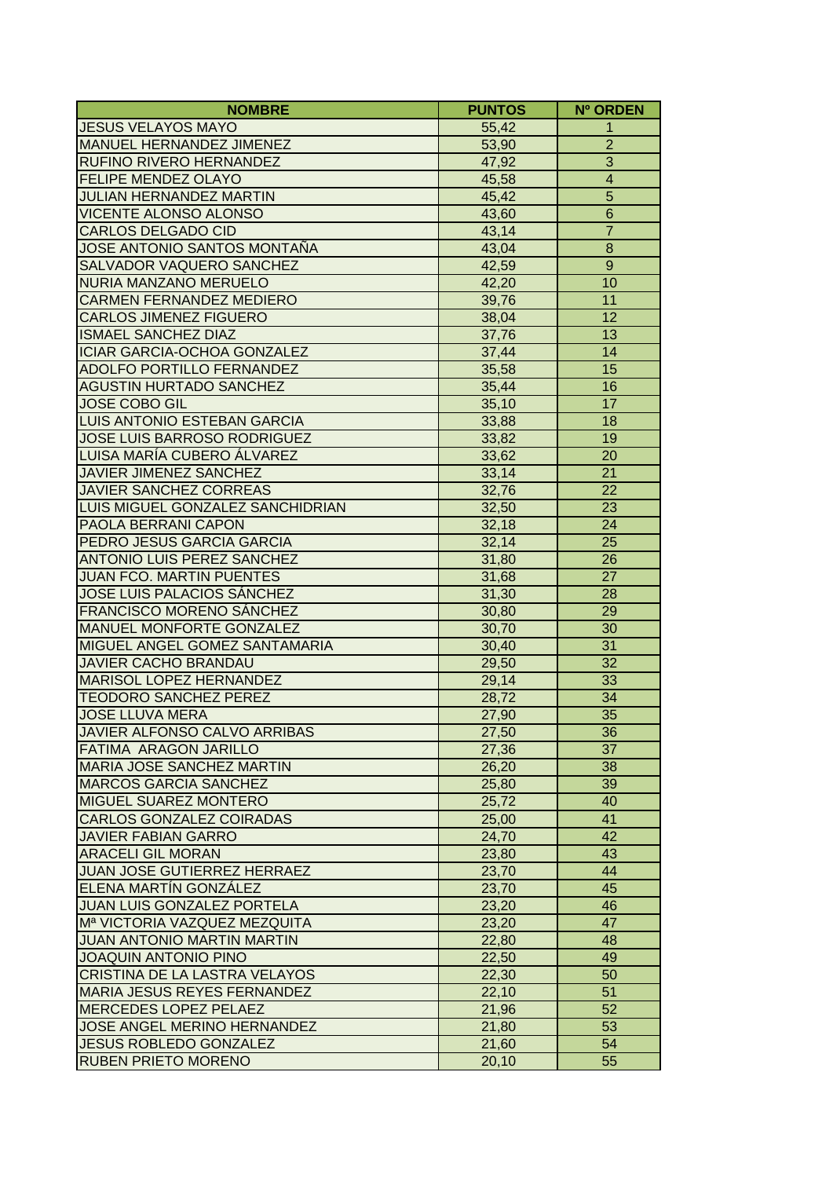| NOMBRE | PUNTOS | Nº ORDEN |
|---|---|---|
| JESUS VELAYOS MAYO | 55,42 | 1 |
| MANUEL HERNANDEZ JIMENEZ | 53,90 | 2 |
| RUFINO RIVERO HERNANDEZ | 47,92 | 3 |
| FELIPE MENDEZ OLAYO | 45,58 | 4 |
| JULIAN HERNANDEZ MARTIN | 45,42 | 5 |
| VICENTE ALONSO ALONSO | 43,60 | 6 |
| CARLOS DELGADO CID | 43,14 | 7 |
| JOSE ANTONIO SANTOS MONTAÑA | 43,04 | 8 |
| SALVADOR VAQUERO SANCHEZ | 42,59 | 9 |
| NURIA MANZANO MERUELO | 42,20 | 10 |
| CARMEN FERNANDEZ MEDIERO | 39,76 | 11 |
| CARLOS JIMENEZ FIGUERO | 38,04 | 12 |
| ISMAEL SANCHEZ DIAZ | 37,76 | 13 |
| ICIAR GARCIA-OCHOA GONZALEZ | 37,44 | 14 |
| ADOLFO PORTILLO FERNANDEZ | 35,58 | 15 |
| AGUSTIN HURTADO SANCHEZ | 35,44 | 16 |
| JOSE COBO GIL | 35,10 | 17 |
| LUIS ANTONIO ESTEBAN GARCIA | 33,88 | 18 |
| JOSE LUIS BARROSO RODRIGUEZ | 33,82 | 19 |
| LUISA MARÍA CUBERO ÁLVAREZ | 33,62 | 20 |
| JAVIER JIMENEZ SANCHEZ | 33,14 | 21 |
| JAVIER SANCHEZ CORREAS | 32,76 | 22 |
| LUIS MIGUEL GONZALEZ SANCHIDRIAN | 32,50 | 23 |
| PAOLA BERRANI CAPON | 32,18 | 24 |
| PEDRO JESUS GARCIA GARCIA | 32,14 | 25 |
| ANTONIO LUIS PEREZ SANCHEZ | 31,80 | 26 |
| JUAN FCO. MARTIN PUENTES | 31,68 | 27 |
| JOSE LUIS PALACIOS SÁNCHEZ | 31,30 | 28 |
| FRANCISCO MORENO SÁNCHEZ | 30,80 | 29 |
| MANUEL MONFORTE GONZALEZ | 30,70 | 30 |
| MIGUEL ANGEL GOMEZ SANTAMARIA | 30,40 | 31 |
| JAVIER CACHO BRANDAU | 29,50 | 32 |
| MARISOL LOPEZ HERNANDEZ | 29,14 | 33 |
| TEODORO SANCHEZ PEREZ | 28,72 | 34 |
| JOSE LLUVA MERA | 27,90 | 35 |
| JAVIER ALFONSO CALVO ARRIBAS | 27,50 | 36 |
| FATIMA ARAGON JARILLO | 27,36 | 37 |
| MARIA JOSE SANCHEZ MARTIN | 26,20 | 38 |
| MARCOS GARCIA SANCHEZ | 25,80 | 39 |
| MIGUEL SUAREZ MONTERO | 25,72 | 40 |
| CARLOS GONZALEZ COIRADAS | 25,00 | 41 |
| JAVIER FABIAN GARRO | 24,70 | 42 |
| ARACELI GIL MORAN | 23,80 | 43 |
| JUAN JOSE GUTIERREZ HERRAEZ | 23,70 | 44 |
| ELENA MARTÍN GONZÁLEZ | 23,70 | 45 |
| JUAN LUIS GONZALEZ PORTELA | 23,20 | 46 |
| Mª VICTORIA VAZQUEZ MEZQUITA | 23,20 | 47 |
| JUAN ANTONIO MARTIN MARTIN | 22,80 | 48 |
| JOAQUIN ANTONIO PINO | 22,50 | 49 |
| CRISTINA DE LA LASTRA VELAYOS | 22,30 | 50 |
| MARIA JESUS REYES FERNANDEZ | 22,10 | 51 |
| MERCEDES LOPEZ PELAEZ | 21,96 | 52 |
| JOSE ANGEL MERINO HERNANDEZ | 21,80 | 53 |
| JESUS ROBLEDO GONZALEZ | 21,60 | 54 |
| RUBEN PRIETO MORENO | 20,10 | 55 |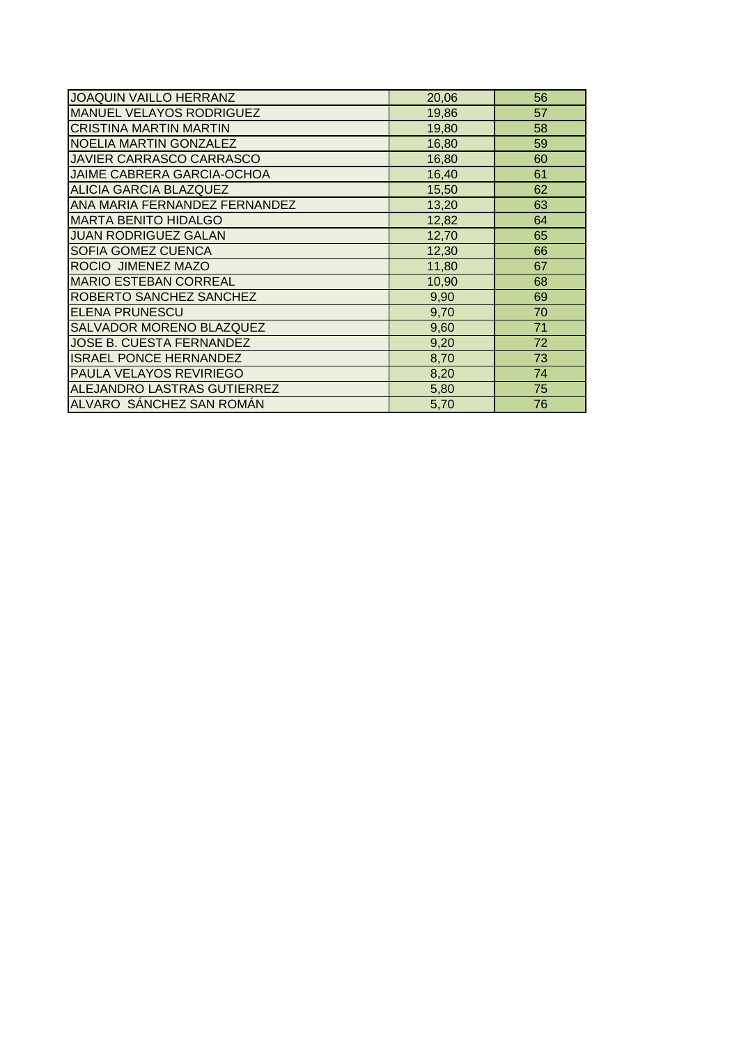| | | |
|---|---|---|
| JOAQUIN VAILLO HERRANZ | 20,06 | 56 |
| MANUEL VELAYOS RODRIGUEZ | 19,86 | 57 |
| CRISTINA MARTIN MARTIN | 19,80 | 58 |
| NOELIA MARTIN GONZALEZ | 16,80 | 59 |
| JAVIER CARRASCO CARRASCO | 16,80 | 60 |
| JAIME CABRERA GARCIA-OCHOA | 16,40 | 61 |
| ALICIA GARCIA BLAZQUEZ | 15,50 | 62 |
| ANA MARIA FERNANDEZ FERNANDEZ | 13,20 | 63 |
| MARTA BENITO HIDALGO | 12,82 | 64 |
| JUAN RODRIGUEZ GALAN | 12,70 | 65 |
| SOFIA GOMEZ CUENCA | 12,30 | 66 |
| ROCIO JIMENEZ MAZO | 11,80 | 67 |
| MARIO ESTEBAN CORREAL | 10,90 | 68 |
| ROBERTO SANCHEZ SANCHEZ | 9,90 | 69 |
| ELENA PRUNESCU | 9,70 | 70 |
| SALVADOR MORENO BLAZQUEZ | 9,60 | 71 |
| JOSE B. CUESTA FERNANDEZ | 9,20 | 72 |
| ISRAEL PONCE HERNANDEZ | 8,70 | 73 |
| PAULA VELAYOS REVIRIEGO | 8,20 | 74 |
| ALEJANDRO LASTRAS GUTIERREZ | 5,80 | 75 |
| ALVARO SÁNCHEZ SAN ROMÁN | 5,70 | 76 |